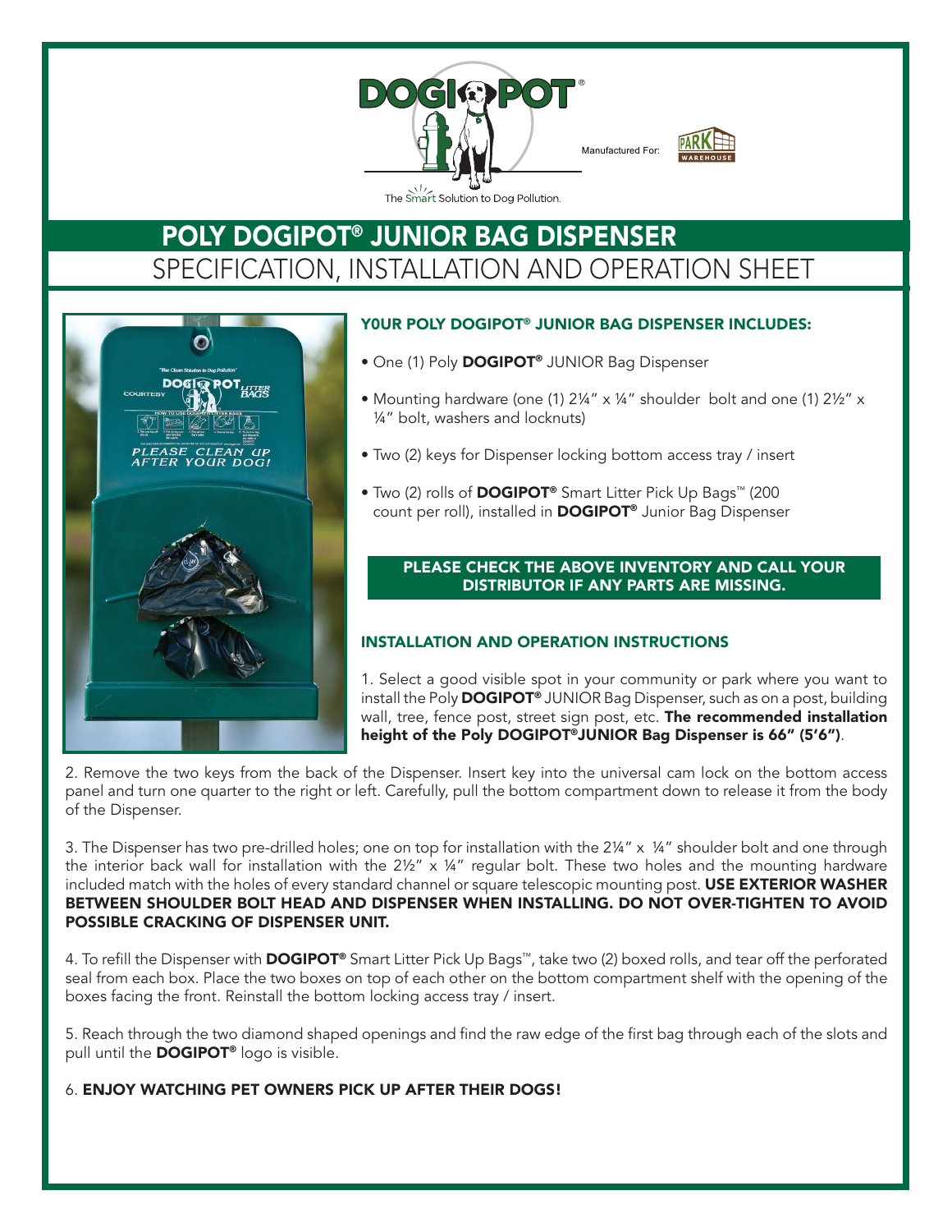DOGIPOT®

The Smart Solution to Dog Pollution.

Manufactured For: PARK WAREHOUSE

# POLY DOGIPOT® JUNIOR BAG DISPENSER

## SPECIFICATION, INSTALLATION AND OPERATION SHEET

### Y0UR POLY DOGIPOT® JUNIOR BAG DISPENSER INCLUDES:

- One (1) Poly **DOGIPOT®** JUNIOR Bag Dispenser
- Mounting hardware (one (1) 2¼" x ¼" shoulder bolt and one (1) 2½" x ¼" bolt, washers and locknuts)
- Two (2) keys for Dispenser locking bottom access tray / insert
- Two (2) rolls of **DOGIPOT®** Smart Litter Pick Up Bags™ (200 count per roll), installed in **DOGIPOT®** Junior Bag Dispenser

**PLEASE CHECK THE ABOVE INVENTORY AND CALL YOUR DISTRIBUTOR IF ANY PARTS ARE MISSING.**

### INSTALLATION AND OPERATION INSTRUCTIONS

1. Select a good visible spot in your community or park where you want to install the Poly **DOGIPOT®** JUNIOR Bag Dispenser, such as on a post, building wall, tree, fence post, street sign post, etc. **The recommended installation height of the Poly DOGIPOT® JUNIOR Bag Dispenser is 66" (5'6")**.

2. Remove the two keys from the back of the Dispenser. Insert key into the universal cam lock on the bottom access panel and turn one quarter to the right or left. Carefully, pull the bottom compartment down to release it from the body of the Dispenser.

3. The Dispenser has two pre-drilled holes; one on top for installation with the 2¼" x ¼" shoulder bolt and one through the interior back wall for installation with the 2½" x ¼" regular bolt. These two holes and the mounting hardware included match with the holes of every standard channel or square telescopic mounting post. **USE EXTERIOR WASHER BETWEEN SHOULDER BOLT HEAD AND DISPENSER WHEN INSTALLING. DO NOT OVER-TIGHTEN TO AVOID POSSIBLE CRACKING OF DISPENSER UNIT.**

4. To refill the Dispenser with **DOGIPOT®** Smart Litter Pick Up Bags™, take two (2) boxed rolls, and tear off the perforated seal from each box. Place the two boxes on top of each other on the bottom compartment shelf with the opening of the boxes facing the front. Reinstall the bottom locking access tray / insert.

5. Reach through the two diamond shaped openings and find the raw edge of the first bag through each of the slots and pull until the **DOGIPOT®** logo is visible.

6. **ENJOY WATCHING PET OWNERS PICK UP AFTER THEIR DOGS!**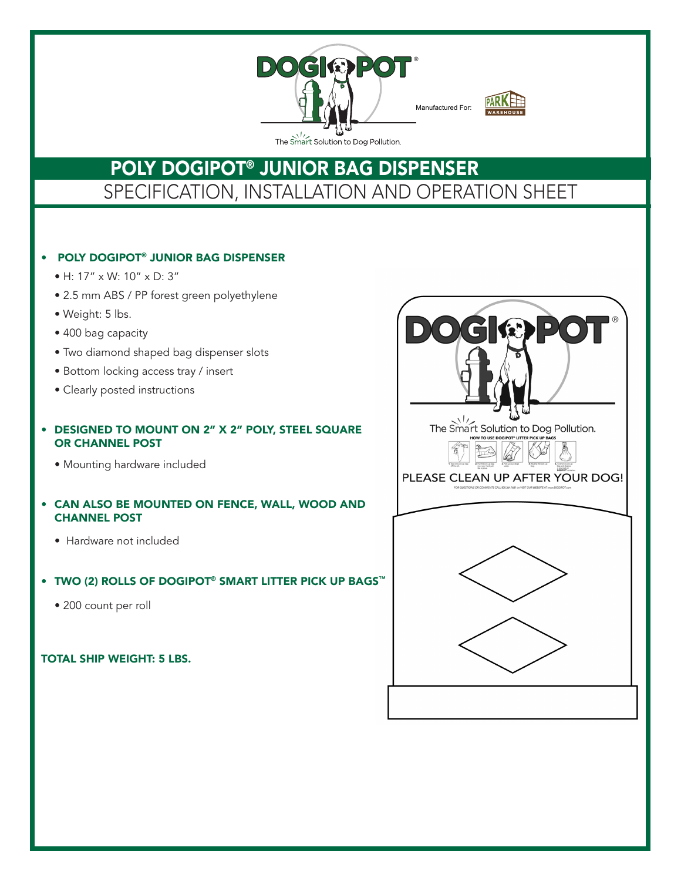DOGIPOT®

The Smart Solution to Dog Pollution.

Manufactured For: PARK WAREHOUSE

# POLY DOGIPOT® JUNIOR BAG DISPENSER

## SPECIFICATION, INSTALLATION AND OPERATION SHEET

- **POLY DOGIPOT® JUNIOR BAG DISPENSER**
  - H: 17″ x W: 10″ x D: 3″
  - 2.5 mm ABS / PP forest green polyethylene
  - Weight: 5 lbs.
  - 400 bag capacity
  - Two diamond shaped bag dispenser slots
  - Bottom locking access tray / insert
  - Clearly posted instructions

- **DESIGNED TO MOUNT ON 2″ X 2″ POLY, STEEL SQUARE OR CHANNEL POST**
  - Mounting hardware included

- **CAN ALSO BE MOUNTED ON FENCE, WALL, WOOD AND CHANNEL POST**
  - Hardware not included

- **TWO (2) ROLLS OF DOGIPOT® SMART LITTER PICK UP BAGS™**
  - 200 count per roll

**TOTAL SHIP WEIGHT: 5 LBS.**

DOGIPOT®

The Smart Solution to Dog Pollution.

HOW TO USE DOGIPOT® LITTER PICK UP BAGS

PLEASE CLEAN UP AFTER YOUR DOG!